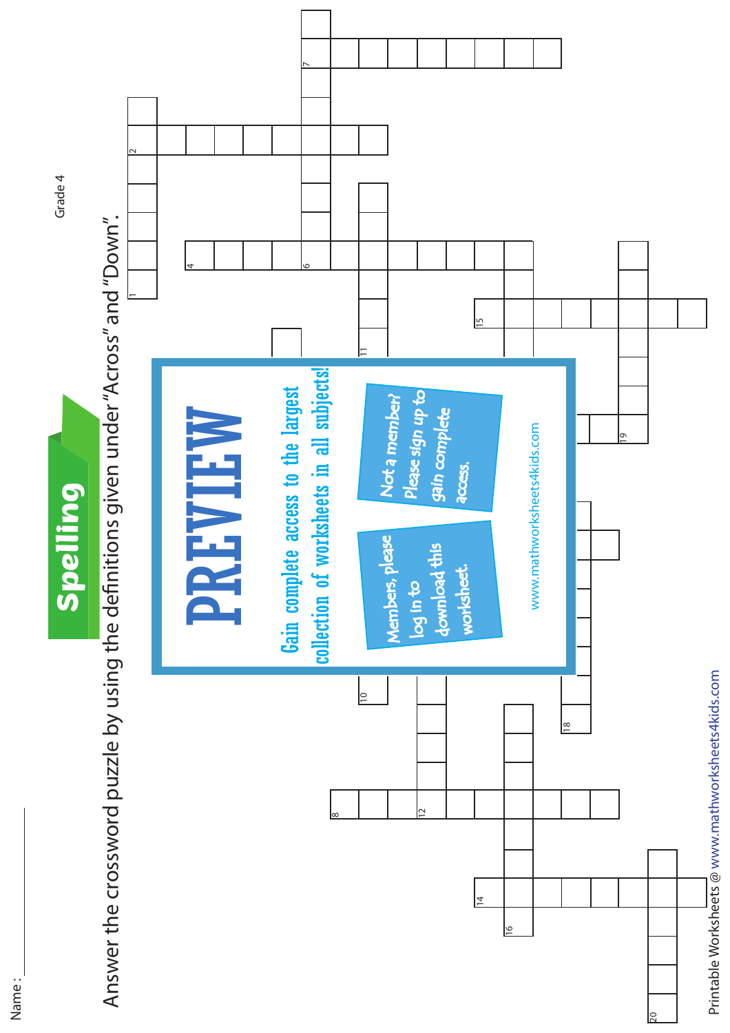Name : ____________

# Spelling

Grade 4

Answer the crossword puzzle by using the definitions given under "Across" and "Down".

PREVIEW

Gain complete access to the largest collection of worksheets in all subjects!

Members, please log in to download this worksheet.

Not a member? Please sign up to gain complete access.

www.mathworksheets4kids.com

1 2 4 6 7 8 10 11 12 14 15 16 18 19 20

Printable Worksheets @ www.mathworksheets4kids.com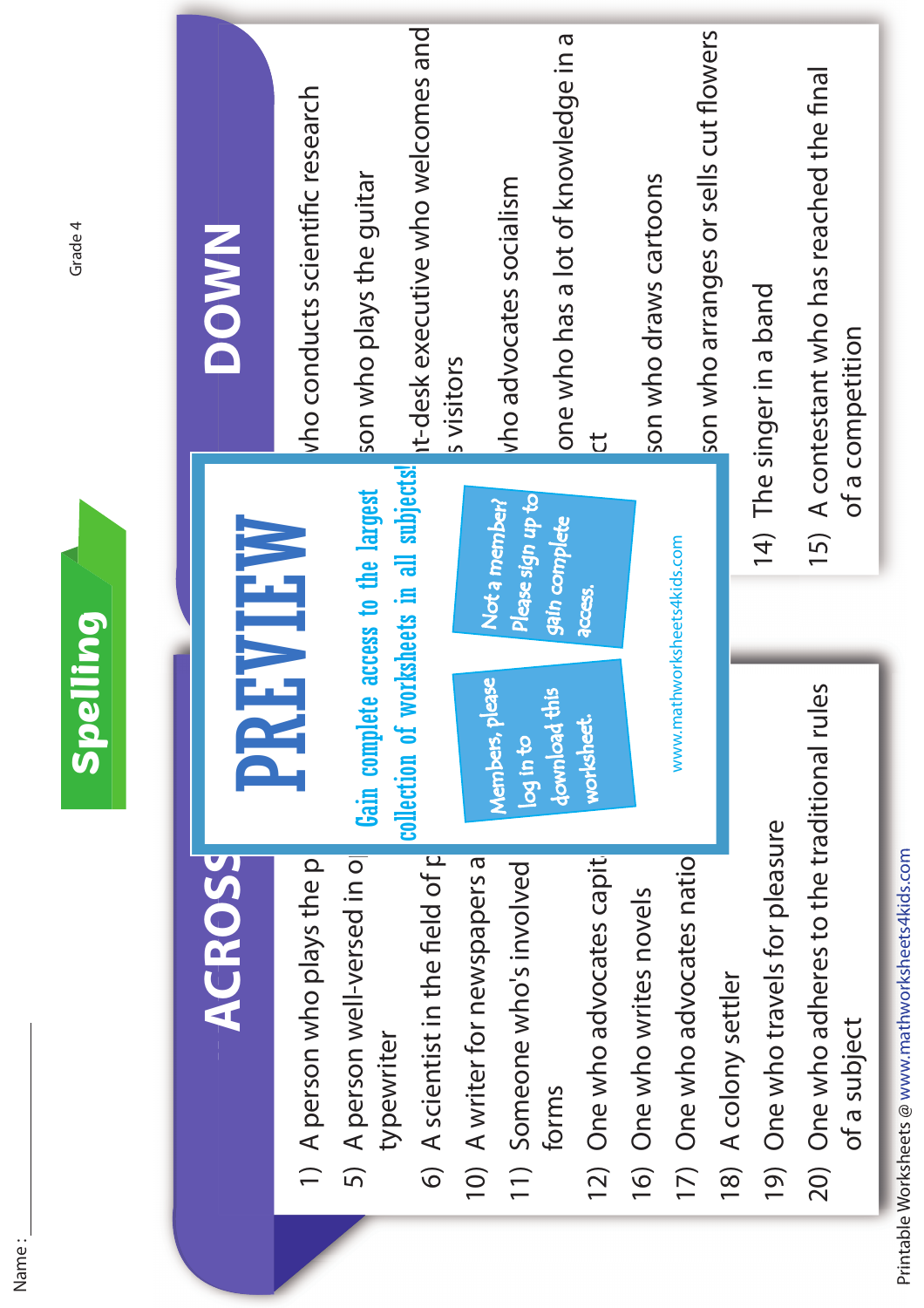Name : ________

Grade 4

# Spelling

## ACROSS

1) A person who plays the p
5) A person well-versed in o typewriter
6) A scientist in the field of p
10) A writer for newspapers a
11) Someone who's involved forms
12) One who advocates capit
16) One who writes novels
17) One who advocates natio
18) A colony settler
19) One who travels for pleasure
20) One who adheres to the traditional rules of a subject

## DOWN

who conducts scientific research

son who plays the guitar

nt-desk executive who welcomes and s visitors

who advocates socialism

one who has a lot of knowledge in a ct

son who draws cartoons

son who arranges or sells cut flowers

14) The singer in a band
15) A contestant who has reached the final of a competition

**PREVIEW**

Gain complete access to the largest collection of worksheets in all subjects!

Members, please log in to download this worksheet.

Not a member? Please sign up to gain complete access.

www.mathworksheets4kids.com

Printable Worksheets @ www.mathworksheets4kids.com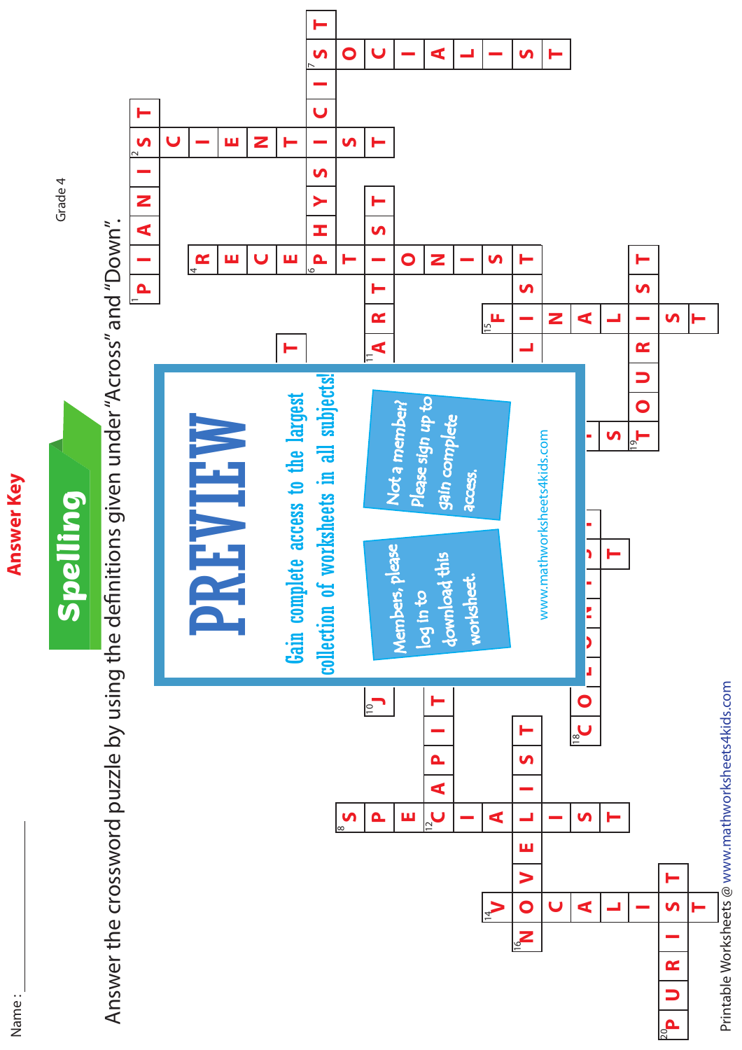Name : ____________

# Spelling

Answer Key

Grade 4

Answer the crossword puzzle by using the definitions given under "Across" and "Down".

PIANIST

SCIENTIST

RECENT

PHYSICIST

SOCIALIST

ARTIST

PTIONIST

SPECIALIST

CAPITAL

NOVELIST

VOCALIST

FLORIST

FINALIST

TOURIST

PURIST

COLONIST

J

T

S

T

**PREVIEW**

Gain complete access to the largest collection of worksheets in all subjects!

Members, please log in to download this worksheet.

Not a member? Please sign up to gain complete access.

www.mathworksheets4kids.com

Printable Worksheets @ www.mathworksheets4kids.com